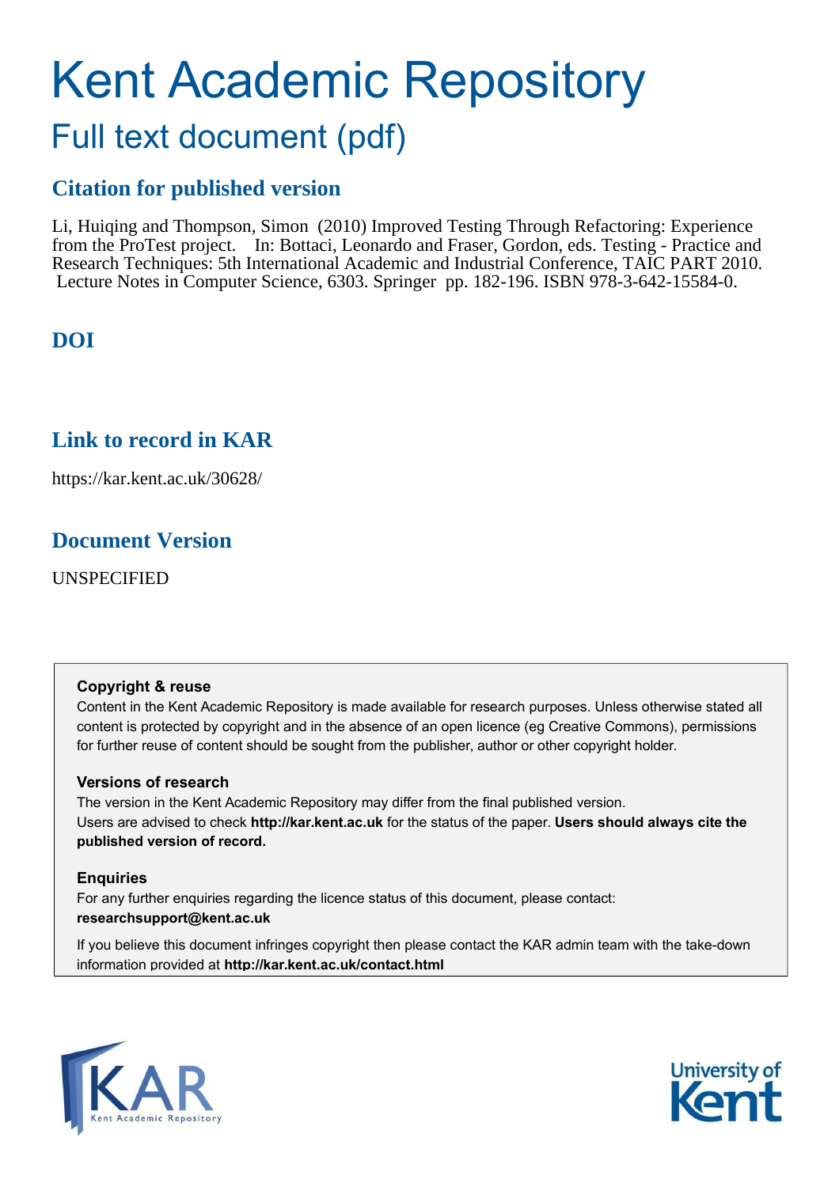# Kent Academic Repository

## Full text document (pdf)

### Citation for published version

Li, Huiqing and Thompson, Simon (2010) Improved Testing Through Refactoring: Experience from the ProTest project. In: Bottaci, Leonardo and Fraser, Gordon, eds. Testing - Practice and Research Techniques: 5th International Academic and Industrial Conference, TAIC PART 2010. Lecture Notes in Computer Science, 6303. Springer pp. 182-196. ISBN 978-3-642-15584-0.

### DOI

### Link to record in KAR

https://kar.kent.ac.uk/30628/

### Document Version

UNSPECIFIED

**Copyright & reuse**

Content in the Kent Academic Repository is made available for research purposes. Unless otherwise stated all content is protected by copyright and in the absence of an open licence (eg Creative Commons), permissions for further reuse of content should be sought from the publisher, author or other copyright holder.

**Versions of research**

The version in the Kent Academic Repository may differ from the final published version. Users are advised to check **http://kar.kent.ac.uk** for the status of the paper. **Users should always cite the published version of record.**

**Enquiries**

For any further enquiries regarding the licence status of this document, please contact: **researchsupport@kent.ac.uk**

If you believe this document infringes copyright then please contact the KAR admin team with the take-down information provided at **http://kar.kent.ac.uk/contact.html**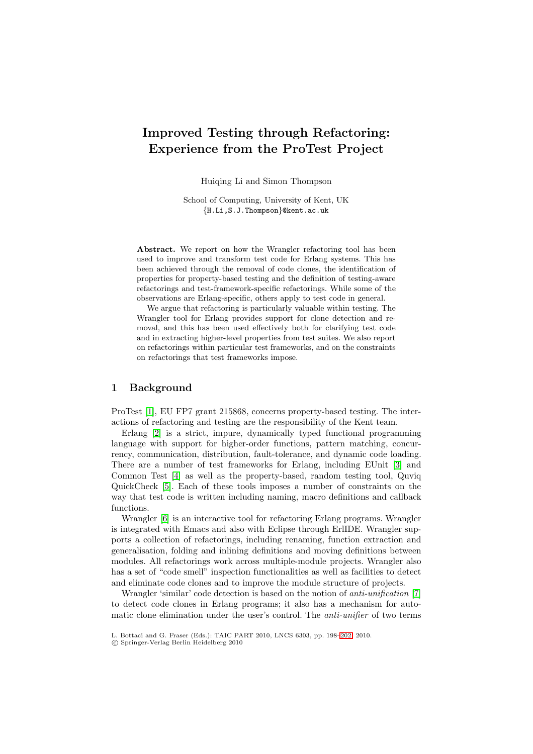# Improved Testing through Refactoring: Experience from the ProTest Project

Huiqing Li and Simon Thompson

School of Computing, University of Kent, UK  
{H.Li,S.J.Thompson}@kent.ac.uk

**Abstract.** We report on how the Wrangler refactoring tool has been used to improve and transform test code for Erlang systems. This has been achieved through the removal of code clones, the identification of properties for property-based testing and the definition of testing-aware refactorings and test-framework-specific refactorings. While some of the observations are Erlang-specific, others apply to test code in general.

We argue that refactoring is particularly valuable within testing. The Wrangler tool for Erlang provides support for clone detection and removal, and this has been used effectively both for clarifying test code and in extracting higher-level properties from test suites. We also report on refactorings within particular test frameworks, and on the constraints on refactorings that test frameworks impose.

## 1 Background

ProTest [1], EU FP7 grant 215868, concerns property-based testing. The interactions of refactoring and testing are the responsibility of the Kent team.

Erlang [2] is a strict, impure, dynamically typed functional programming language with support for higher-order functions, pattern matching, concurrency, communication, distribution, fault-tolerance, and dynamic code loading. There are a number of test frameworks for Erlang, including EUnit [3] and Common Test [4] as well as the property-based, random testing tool, Quviq QuickCheck [5]. Each of these tools imposes a number of constraints on the way that test code is written including naming, macro definitions and callback functions.

Wrangler [6] is an interactive tool for refactoring Erlang programs. Wrangler is integrated with Emacs and also with Eclipse through ErlIDE. Wrangler supports a collection of refactorings, including renaming, function extraction and generalisation, folding and inlining definitions and moving definitions between modules. All refactorings work across multiple-module projects. Wrangler also has a set of "code smell" inspection functionalities as well as facilities to detect and eliminate code clones and to improve the module structure of projects.

Wrangler 'similar' code detection is based on the notion of *anti-unification* [7] to detect code clones in Erlang programs; it also has a mechanism for automatic clone elimination under the user's control. The *anti-unifier* of two terms

L. Bottaci and G. Fraser (Eds.): TAIC PART 2010, LNCS 6303, pp. 198–202, 2010.  
© Springer-Verlag Berlin Heidelberg 2010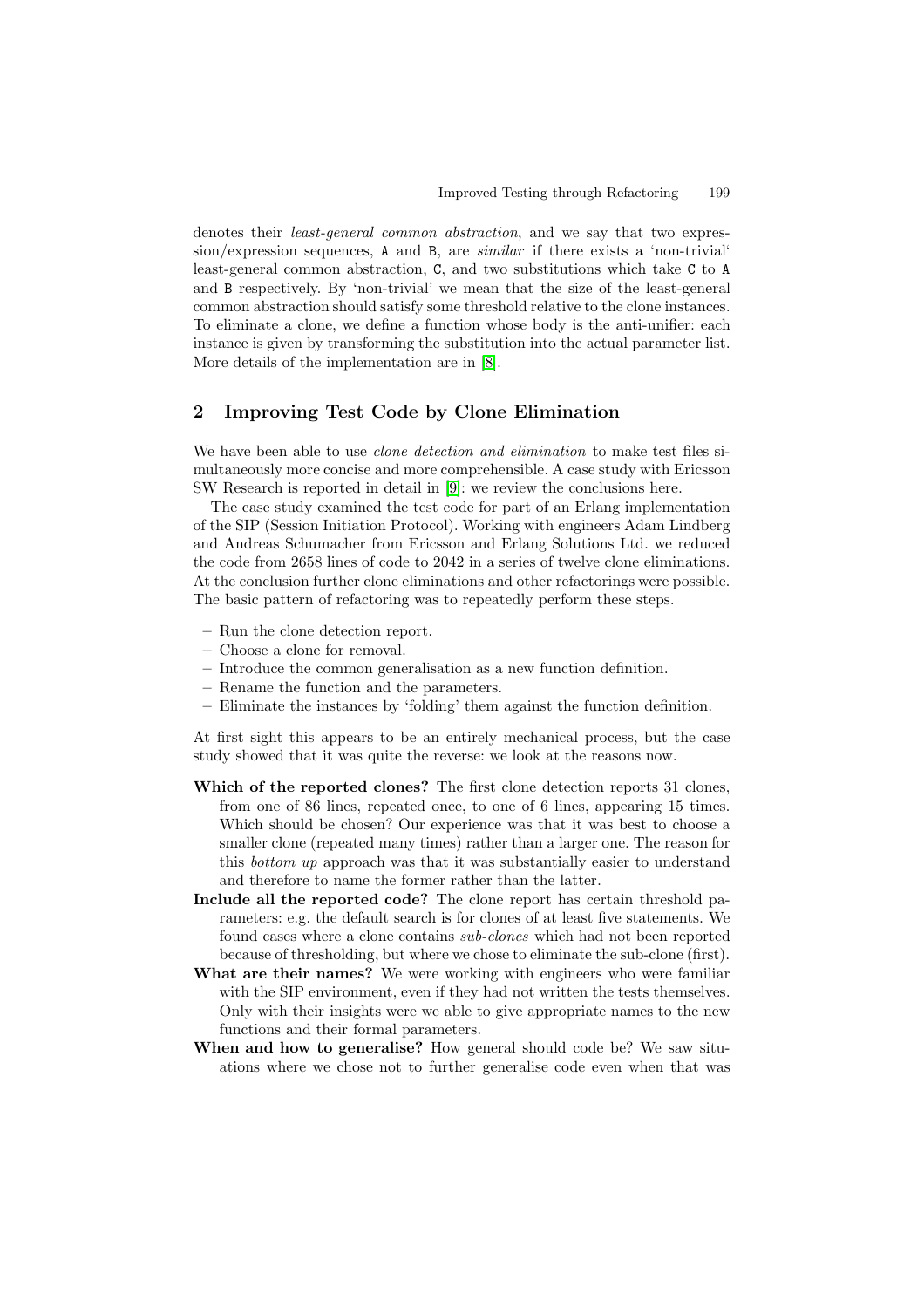denotes their *least-general common abstraction*, and we say that two expression/expression sequences, A and B, are *similar* if there exists a 'non-trivial' least-general common abstraction, C, and two substitutions which take C to A and B respectively. By 'non-trivial' we mean that the size of the least-general common abstraction should satisfy some threshold relative to the clone instances. To eliminate a clone, we define a function whose body is the anti-unifier: each instance is given by transforming the substitution into the actual parameter list. More details of the implementation are in [8].

## 2 Improving Test Code by Clone Elimination

We have been able to use *clone detection and elimination* to make test files simultaneously more concise and more comprehensible. A case study with Ericsson SW Research is reported in detail in [9]: we review the conclusions here.

The case study examined the test code for part of an Erlang implementation of the SIP (Session Initiation Protocol). Working with engineers Adam Lindberg and Andreas Schumacher from Ericsson and Erlang Solutions Ltd. we reduced the code from 2658 lines of code to 2042 in a series of twelve clone eliminations. At the conclusion further clone eliminations and other refactorings were possible. The basic pattern of refactoring was to repeatedly perform these steps.

- Run the clone detection report.
- Choose a clone for removal.
- Introduce the common generalisation as a new function definition.
- Rename the function and the parameters.
- Eliminate the instances by 'folding' them against the function definition.

At first sight this appears to be an entirely mechanical process, but the case study showed that it was quite the reverse: we look at the reasons now.

**Which of the reported clones?** The first clone detection reports 31 clones, from one of 86 lines, repeated once, to one of 6 lines, appearing 15 times. Which should be chosen? Our experience was that it was best to choose a smaller clone (repeated many times) rather than a larger one. The reason for this *bottom up* approach was that it was substantially easier to understand and therefore to name the former rather than the latter.

**Include all the reported code?** The clone report has certain threshold parameters: e.g. the default search is for clones of at least five statements. We found cases where a clone contains *sub-clones* which had not been reported because of thresholding, but where we chose to eliminate the sub-clone (first).

**What are their names?** We were working with engineers who were familiar with the SIP environment, even if they had not written the tests themselves. Only with their insights were we able to give appropriate names to the new functions and their formal parameters.

**When and how to generalise?** How general should code be? We saw situations where we chose not to further generalise code even when that was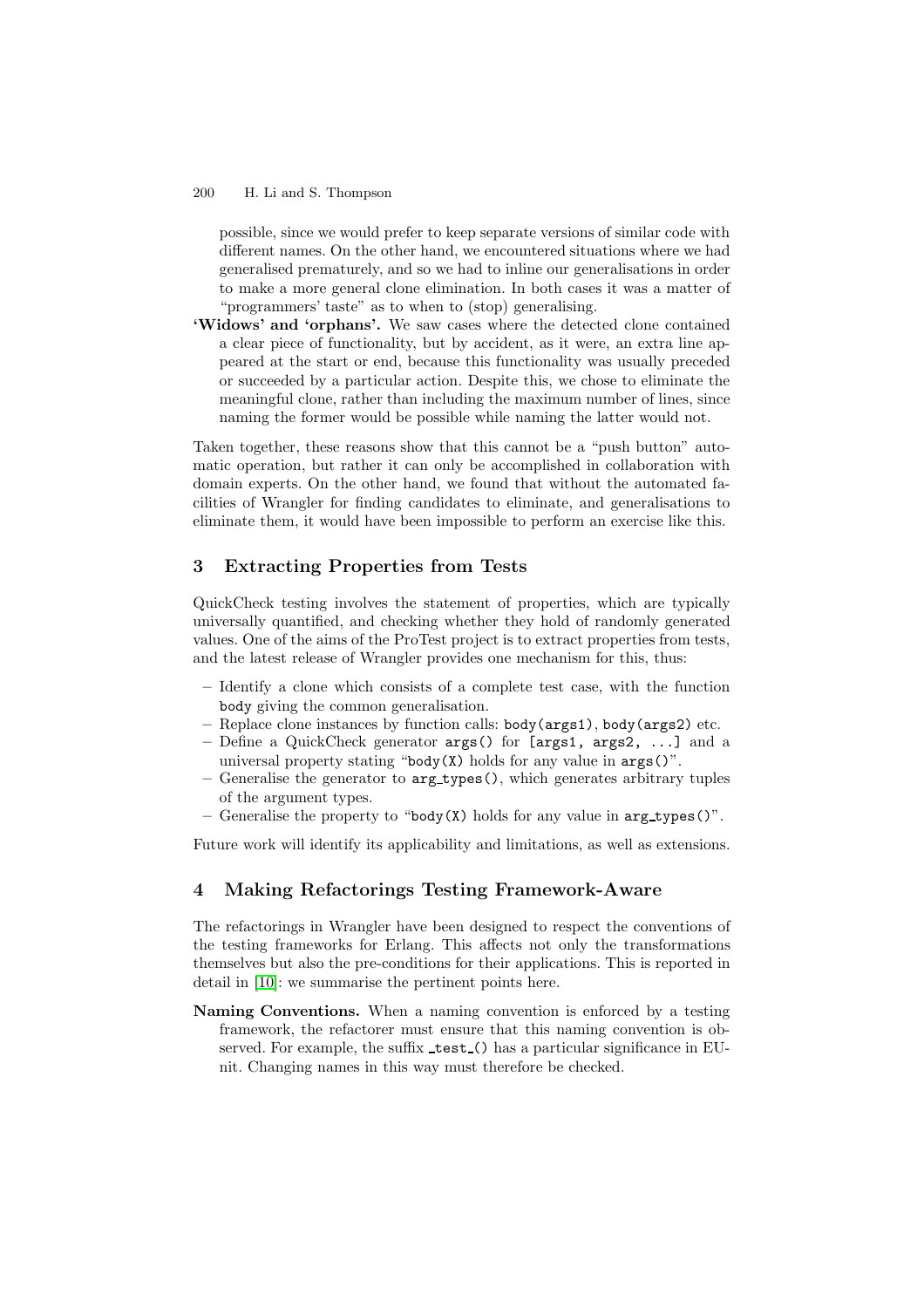possible, since we would prefer to keep separate versions of similar code with different names. On the other hand, we encountered situations where we had generalised prematurely, and so we had to inline our generalisations in order to make a more general clone elimination. In both cases it was a matter of "programmers' taste" as to when to (stop) generalising.

**'Widows' and 'orphans'.** We saw cases where the detected clone contained a clear piece of functionality, but by accident, as it were, an extra line appeared at the start or end, because this functionality was usually preceded or succeeded by a particular action. Despite this, we chose to eliminate the meaningful clone, rather than including the maximum number of lines, since naming the former would be possible while naming the latter would not.

Taken together, these reasons show that this cannot be a "push button" automatic operation, but rather it can only be accomplished in collaboration with domain experts. On the other hand, we found that without the automated facilities of Wrangler for finding candidates to eliminate, and generalisations to eliminate them, it would have been impossible to perform an exercise like this.

## 3 Extracting Properties from Tests

QuickCheck testing involves the statement of properties, which are typically universally quantified, and checking whether they hold of randomly generated values. One of the aims of the ProTest project is to extract properties from tests, and the latest release of Wrangler provides one mechanism for this, thus:

- Identify a clone which consists of a complete test case, with the function `body` giving the common generalisation.
- Replace clone instances by function calls: `body(args1)`, `body(args2)` etc.
- Define a QuickCheck generator `args()` for `[args1, args2, ...]` and a universal property stating "`body(X)` holds for any value in `args()`".
- Generalise the generator to `arg_types()`, which generates arbitrary tuples of the argument types.
- Generalise the property to "`body(X)` holds for any value in `arg_types()`".

Future work will identify its applicability and limitations, as well as extensions.

## 4 Making Refactorings Testing Framework-Aware

The refactorings in Wrangler have been designed to respect the conventions of the testing frameworks for Erlang. This affects not only the transformations themselves but also the pre-conditions for their applications. This is reported in detail in [10]: we summarise the pertinent points here.

**Naming Conventions.** When a naming convention is enforced by a testing framework, the refactorer must ensure that this naming convention is observed. For example, the suffix `_test_()` has a particular significance in EUnit. Changing names in this way must therefore be checked.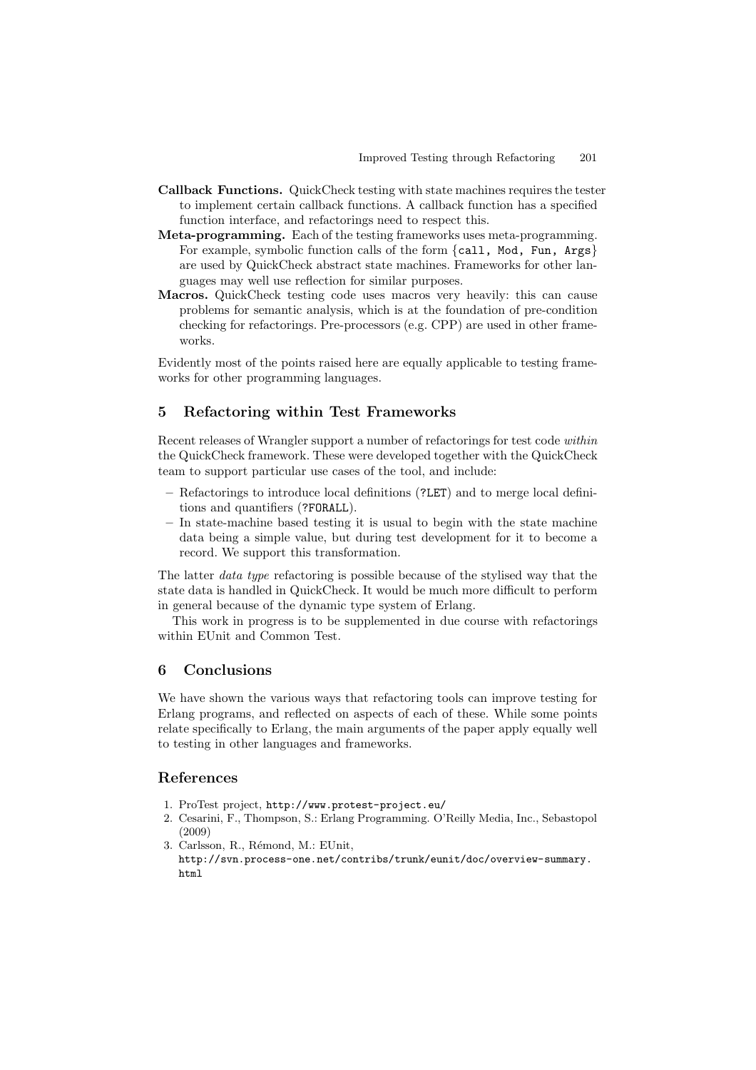**Callback Functions.** QuickCheck testing with state machines requires the tester to implement certain callback functions. A callback function has a specified function interface, and refactorings need to respect this.

**Meta-programming.** Each of the testing frameworks uses meta-programming. For example, symbolic function calls of the form {`call, Mod, Fun, Args`} are used by QuickCheck abstract state machines. Frameworks for other languages may well use reflection for similar purposes.

**Macros.** QuickCheck testing code uses macros very heavily: this can cause problems for semantic analysis, which is at the foundation of pre-condition checking for refactorings. Pre-processors (e.g. CPP) are used in other frameworks.

Evidently most of the points raised here are equally applicable to testing frameworks for other programming languages.

## 5 Refactoring within Test Frameworks

Recent releases of Wrangler support a number of refactorings for test code *within* the QuickCheck framework. These were developed together with the QuickCheck team to support particular use cases of the tool, and include:

- Refactorings to introduce local definitions (`?LET`) and to merge local definitions and quantifiers (`?FORALL`).
- In state-machine based testing it is usual to begin with the state machine data being a simple value, but during test development for it to become a record. We support this transformation.

The latter *data type* refactoring is possible because of the stylised way that the state data is handled in QuickCheck. It would be much more difficult to perform in general because of the dynamic type system of Erlang.

This work in progress is to be supplemented in due course with refactorings within EUnit and Common Test.

## 6 Conclusions

We have shown the various ways that refactoring tools can improve testing for Erlang programs, and reflected on aspects of each of these. While some points relate specifically to Erlang, the main arguments of the paper apply equally well to testing in other languages and frameworks.

## References

1. ProTest project, http://www.protest-project.eu/
2. Cesarini, F., Thompson, S.: Erlang Programming. O'Reilly Media, Inc., Sebastopol (2009)
3. Carlsson, R., Rémond, M.: EUnit, http://svn.process-one.net/contribs/trunk/eunit/doc/overview-summary.html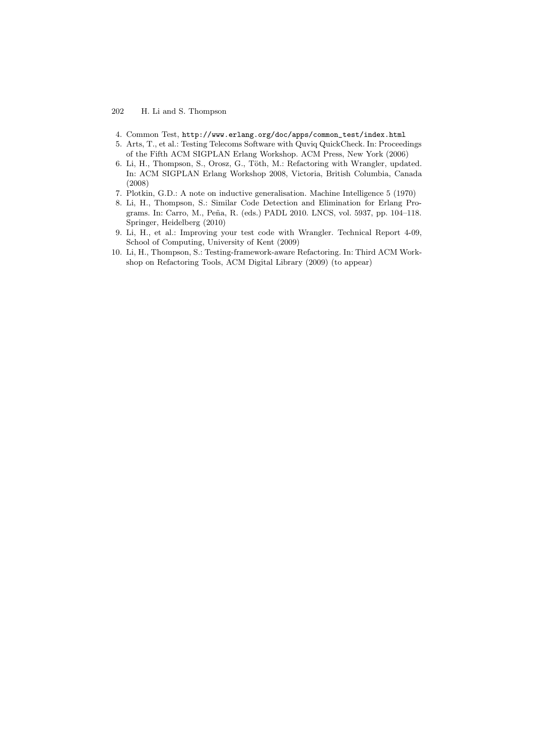4. Common Test, http://www.erlang.org/doc/apps/common_test/index.html
5. Arts, T., et al.: Testing Telecoms Software with Quviq QuickCheck. In: Proceedings of the Fifth ACM SIGPLAN Erlang Workshop. ACM Press, New York (2006)
6. Li, H., Thompson, S., Orosz, G., Töth, M.: Refactoring with Wrangler, updated. In: ACM SIGPLAN Erlang Workshop 2008, Victoria, British Columbia, Canada (2008)
7. Plotkin, G.D.: A note on inductive generalisation. Machine Intelligence 5 (1970)
8. Li, H., Thompson, S.: Similar Code Detection and Elimination for Erlang Programs. In: Carro, M., Peña, R. (eds.) PADL 2010. LNCS, vol. 5937, pp. 104–118. Springer, Heidelberg (2010)
9. Li, H., et al.: Improving your test code with Wrangler. Technical Report 4-09, School of Computing, University of Kent (2009)
10. Li, H., Thompson, S.: Testing-framework-aware Refactoring. In: Third ACM Workshop on Refactoring Tools, ACM Digital Library (2009) (to appear)